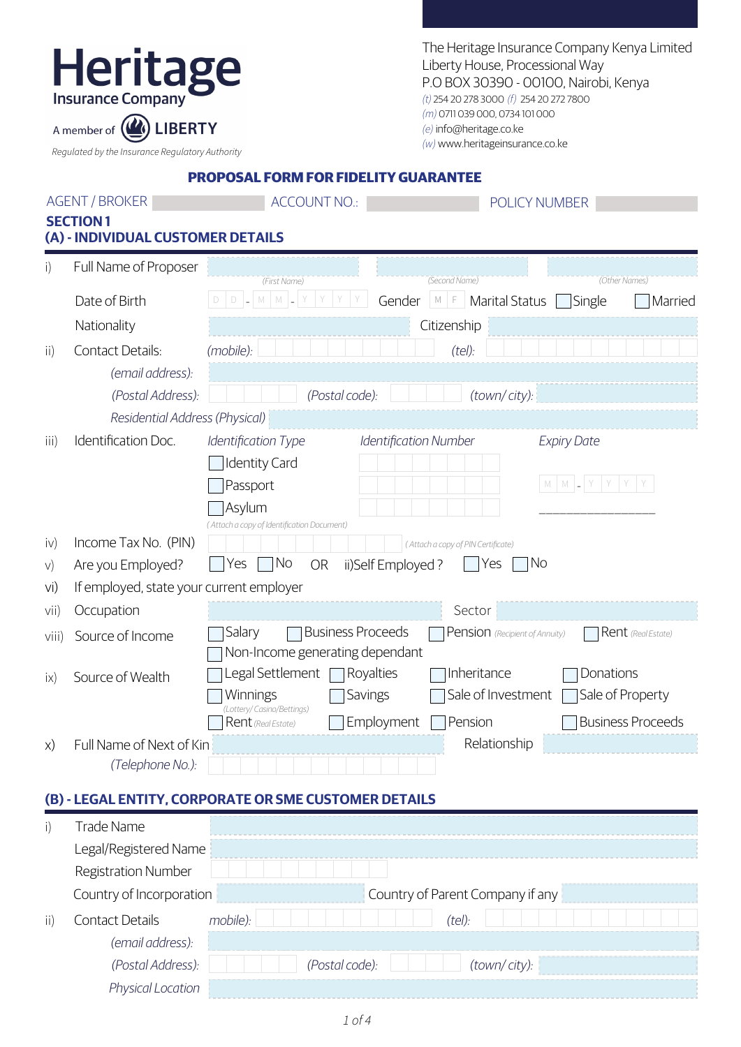Heritage
Insurance Company

A member of LIBERTY

*Regulated by the Insurance Regulatory Authority*

The Heritage Insurance Company Kenya Limited
Liberty House, Processional Way
P.O BOX 30390 - 00100, Nairobi, Kenya
*(t)* 254 20 278 3000 *(f)* 254 20 272 7800
*(m)* 0711 039 000, 0734 101 000
*(e)* info@heritage.co.ke
*(w)* www.heritageinsurance.co.ke

# PROPOSAL FORM FOR FIDELITY GUARANTEE

AGENT / BROKER ______ ACCOUNT NO.: ______ POLICY NUMBER ______

## SECTION 1

### (A) - INDIVIDUAL CUSTOMER DETAILS

i) Full Name of Proposer ______ *(First Name)* ______ *(Second Name)* ______ *(Other Names)*

Date of Birth D D - M M - Y Y Y Y Gender M F Marital Status ☐ Single ☐ Married

Nationality ______ Citizenship ______

ii) Contact Details: *(mobile):* ______ *(tel):* ______

*(email address):* ______

*(Postal Address):* ______ *(Postal code):* ______ *(town/ city):* ______

*Residential Address (Physical)* ______

iii) Identification Doc. *Identification Type* *Identification Number* *Expiry Date*

☐ Identity Card ______

☐ Passport ______ M M - Y Y Y Y

☐ Asylum ______ ______

*(Attach a copy of Identification Document)*

iv) Income Tax No. (PIN) ______ *(Attach a copy of PIN Certificate)*

v) Are you Employed? ☐ Yes ☐ No OR ii)Self Employed ? ☐ Yes ☐ No

vi) If employed, state your current employer

vii) Occupation ______ Sector ______

viii) Source of Income ☐ Salary ☐ Business Proceeds ☐ Pension *(Recipient of Annuity)* ☐ Rent *(Real Estate)*
☐ Non-Income generating dependant

ix) Source of Wealth ☐ Legal Settlement ☐ Royalties ☐ Inheritance ☐ Donations
☐ Winnings *(Lottery/ Casino/Bettings)* ☐ Savings ☐ Sale of Investment ☐ Sale of Property
☐ Rent *(Real Estate)* ☐ Employment ☐ Pension ☐ Business Proceeds

x) Full Name of Next of Kin ______ Relationship ______

*(Telephone No.):* ______

### (B) - LEGAL ENTITY, CORPORATE OR SME CUSTOMER DETAILS

i) Trade Name ______

Legal/Registered Name ______

Registration Number ______

Country of Incorporation ______ Country of Parent Company if any ______

ii) Contact Details *mobile):* ______ *(tel):* ______

*(email address):* ______

*(Postal Address):* ______ *(Postal code):* ______ *(town/ city):* ______

*Physical Location* ______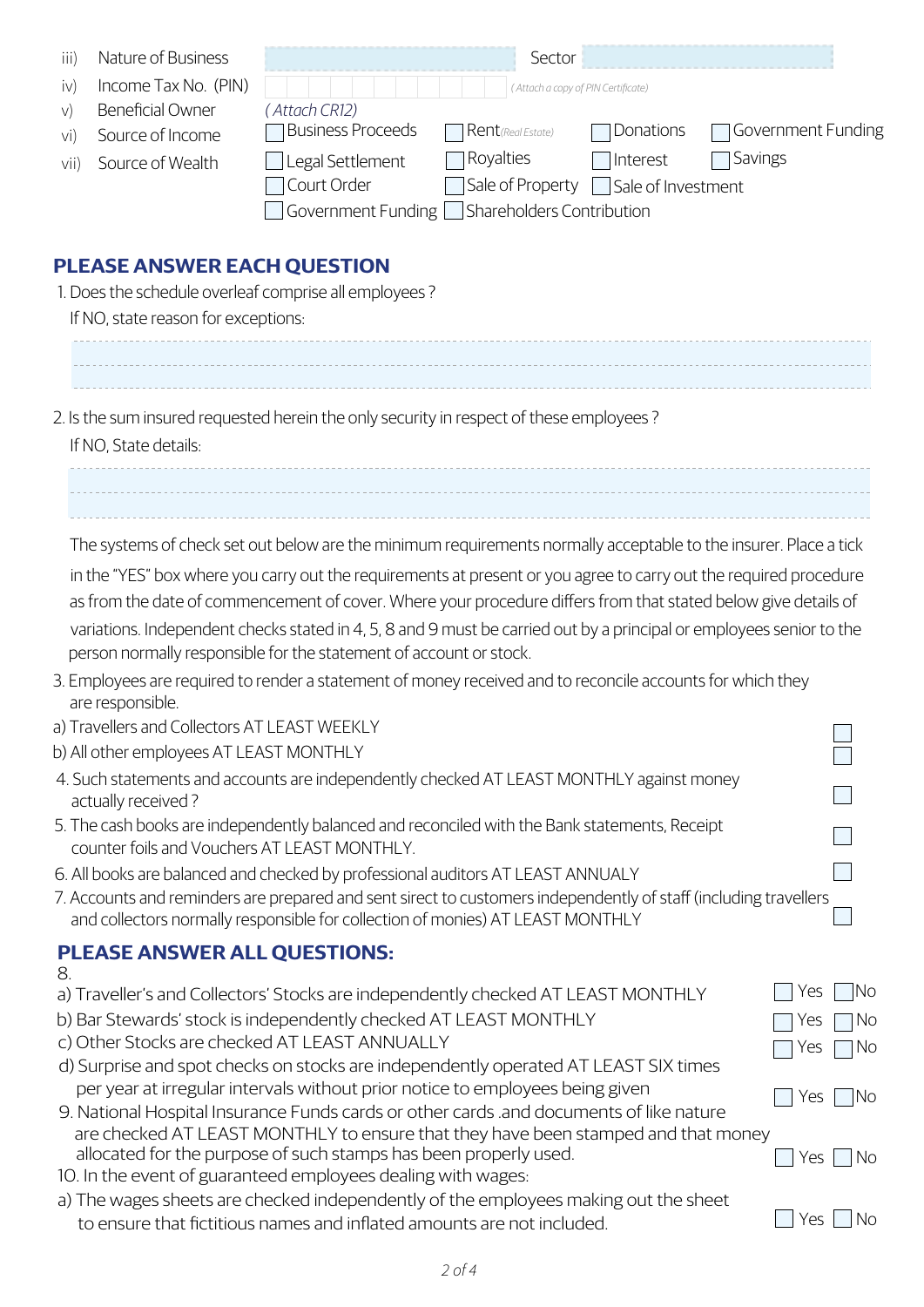iii) Nature of Business ______ Sector ______

iv) Income Tax No. (PIN) ______ *(Attach a copy of PIN Certificate)*

v) Beneficial Owner *(Attach CR12)*

vi) Source of Income ☐ Business Proceeds ☐ Rent *(Real Estate)* ☐ Donations ☐ Government Funding

vii) Source of Wealth ☐ Legal Settlement ☐ Royalties ☐ Interest ☐ Savings ☐ Court Order ☐ Sale of Property ☐ Sale of Investment ☐ Government Funding ☐ Shareholders Contribution

## PLEASE ANSWER EACH QUESTION

1. Does the schedule overleaf comprise all employees ?

   If NO, state reason for exceptions:

   ______________________________________________

   ______________________________________________

2. Is the sum insured requested herein the only security in respect of these employees ?

   If NO, State details:

   ______________________________________________

   ______________________________________________

The systems of check set out below are the minimum requirements normally acceptable to the insurer. Place a tick in the "YES" box where you carry out the requirements at present or you agree to carry out the required procedure as from the date of commencement of cover. Where your procedure differs from that stated below give details of variations. Independent checks stated in 4, 5, 8 and 9 must be carried out by a principal or employees senior to the person normally responsible for the statement of account or stock.

3. Employees are required to render a statement of money received and to reconcile accounts for which they are responsible.

a) Travellers and Collectors AT LEAST WEEKLY ☐

b) All other employees AT LEAST MONTHLY ☐

4. Such statements and accounts are independently checked AT LEAST MONTHLY against money actually received ? ☐

5. The cash books are independently balanced and reconciled with the Bank statements, Receipt counter foils and Vouchers AT LEAST MONTHLY. ☐

6. All books are balanced and checked by professional auditors AT LEAST ANNUALY ☐

7. Accounts and reminders are prepared and sent sirect to customers independently of staff (including travellers and collectors normally responsible for collection of monies) AT LEAST MONTHLY ☐

## PLEASE ANSWER ALL QUESTIONS:

8.

a) Traveller's and Collectors' Stocks are independently checked AT LEAST MONTHLY ☐ Yes ☐ No

b) Bar Stewards' stock is independently checked AT LEAST MONTHLY ☐ Yes ☐ No

c) Other Stocks are checked AT LEAST ANNUALLY ☐ Yes ☐ No

d) Surprise and spot checks on stocks are independently operated AT LEAST SIX times per year at irregular intervals without prior notice to employees being given ☐ Yes ☐ No

9. National Hospital Insurance Funds cards or other cards .and documents of like nature are checked AT LEAST MONTHLY to ensure that they have been stamped and that money allocated for the purpose of such stamps has been properly used. ☐ Yes ☐ No

10. In the event of guaranteed employees dealing with wages:

a) The wages sheets are checked independently of the employees making out the sheet to ensure that fictitious names and inflated amounts are not included. ☐ Yes ☐ No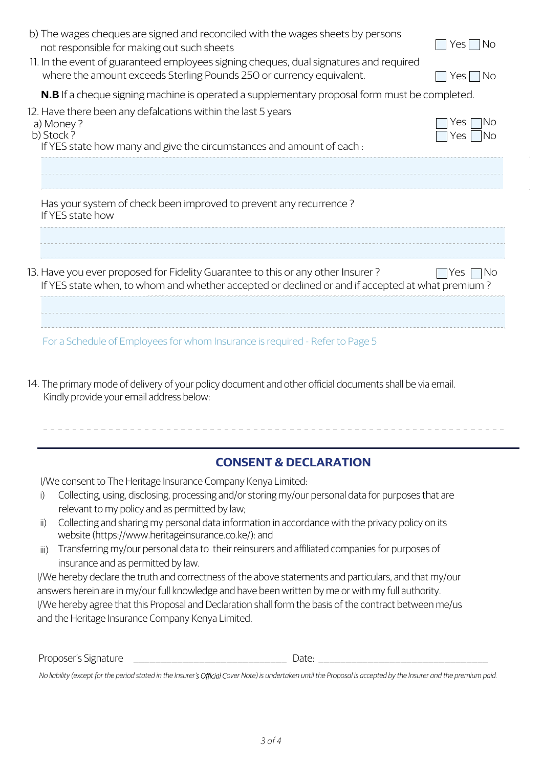b) The wages cheques are signed and reconciled with the wages sheets by persons not responsible for making out such sheets ☐ Yes ☐ No

11. In the event of guaranteed employees signing cheques, dual signatures and required where the amount exceeds Sterling Pounds 250 or currency equivalent. ☐ Yes ☐ No

**N.B** If a cheque signing machine is operated a supplementary proposal form must be completed.

12. Have there been any defalcations within the last 5 years
    a) Money ? ☐ Yes ☐ No
    b) Stock ? ☐ Yes ☐ No

    If YES state how many and give the circumstances and amount of each :

    ______________________________________________

    ______________________________________________

    Has your system of check been improved to prevent any recurrence ?
    If YES state how

    ______________________________________________

    ______________________________________________

13. Have you ever proposed for Fidelity Guarantee to this or any other Insurer ? ☐ Yes ☐ No
    If YES state when, to whom and whether accepted or declined or and if accepted at what premium ?

    ______________________________________________

    ______________________________________________

For a Schedule of Employees for whom Insurance is required - Refer to Page 5

14. The primary mode of delivery of your policy document and other official documents shall be via email. Kindly provide your email address below:

    ______________________________________________

## CONSENT & DECLARATION

I/We consent to The Heritage Insurance Company Kenya Limited:

i) Collecting, using, disclosing, processing and/or storing my/our personal data for purposes that are relevant to my policy and as permitted by law;
ii) Collecting and sharing my personal data information in accordance with the privacy policy on its website (https://www.heritageinsurance.co.ke/): and
iii) Transferring my/our personal data to their reinsurers and affiliated companies for purposes of insurance and as permitted by law.

I/We hereby declare the truth and correctness of the above statements and particulars, and that my/our answers herein are in my/our full knowledge and have been written by me or with my full authority.
I/We hereby agree that this Proposal and Declaration shall form the basis of the contract between me/us and the Heritage Insurance Company Kenya Limited.

Proposer's Signature ______________________________ Date: ______________________________

*No liability (except for the period stated in the Insurer's Official Cover Note) is undertaken until the Proposal is accepted by the Insurer and the premium paid.*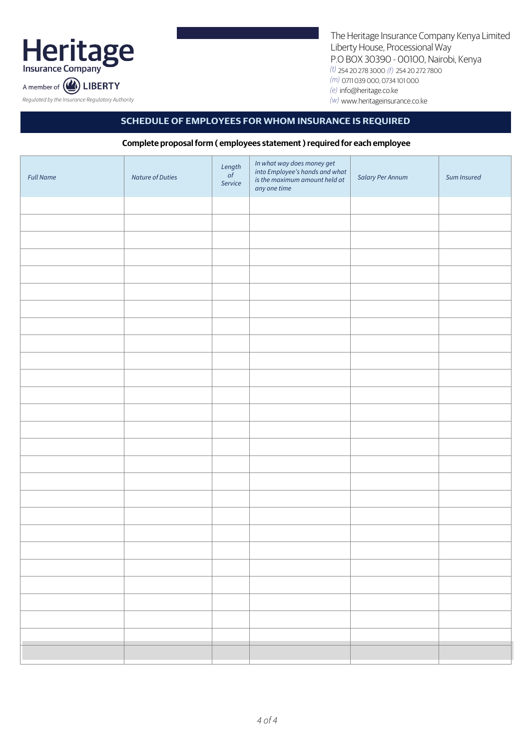**Heritage**
Insurance Company

A member of LIBERTY

*Regulated by the Insurance Regulatory Authority*

The Heritage Insurance Company Kenya Limited
Liberty House, Processional Way
P.O BOX 30390 - 00100, Nairobi, Kenya
*(t)* 254 20 278 3000 *(f)* 254 20 272 7800
*(m)* 0711 039 000, 0734 101 000
*(e)* info@heritage.co.ke
*(w)* www.heritageinsurance.co.ke

## SCHEDULE OF EMPLOYEES FOR WHOM INSURANCE IS REQUIRED

**Complete proposal form ( employees statement ) required for each employee**

| *Full Name* | *Nature of Duties* | *Length of Service* | *In what way does money get into Employee's hands and what is the maximum amount held at any one time* | *Salary Per Annum* | *Sum Insured* |
|---|---|---|---|---|---|
| | | | | | |
| | | | | | |
| | | | | | |
| | | | | | |
| | | | | | |
| | | | | | |
| | | | | | |
| | | | | | |
| | | | | | |
| | | | | | |
| | | | | | |
| | | | | | |
| | | | | | |
| | | | | | |
| | | | | | |
| | | | | | |
| | | | | | |
| | | | | | |
| | | | | | |
| | | | | | |
| | | | | | |
| | | | | | |
| | | | | | |
| | | | | | |
| | | | | | |
| | | | | | |
| | | | | | |